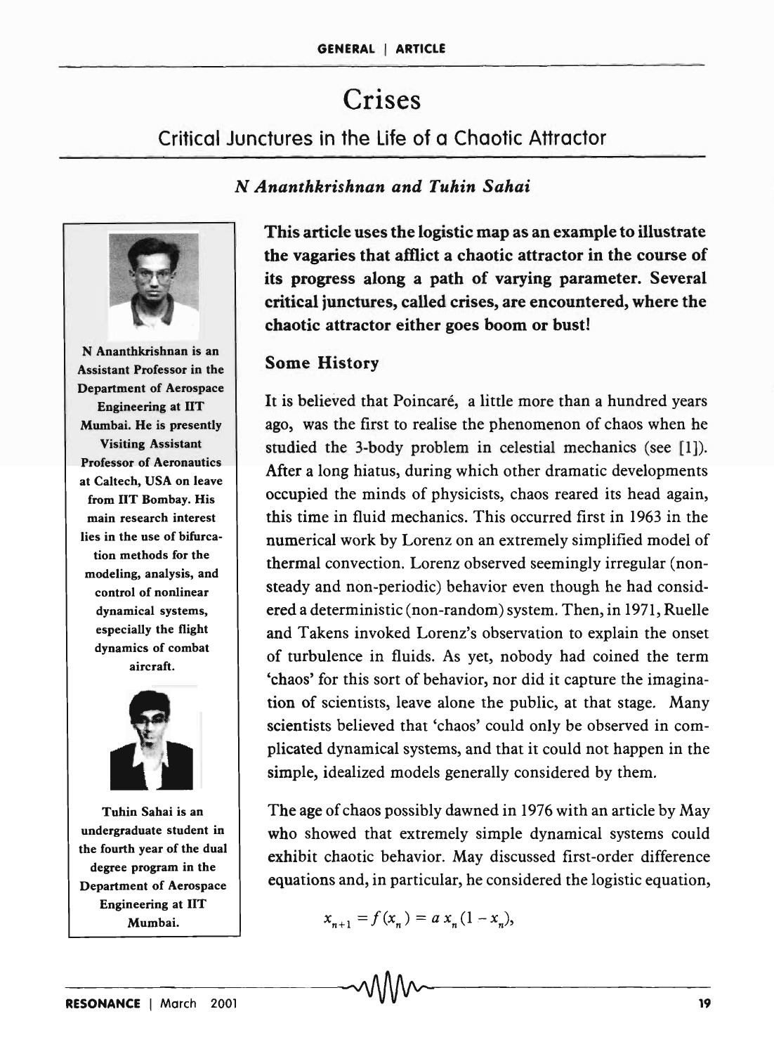# Crises

## Critical Junctures in the Life of a Chaotic Attractor

*N Ananthkrishnan and Tuhin Sahai*

N Ananthkrishnan is an Assistant Professor in the Department of Aerospace Engineering at IIT Mumbai. He is presently Visiting Assistant Professor of Aeronautics at Caltech, USA on leave from IIT Bombay. His main research interest lies in the use of bifurcation methods for the modeling, analysis, and control of nonlinear dynamical systems, especially the flight dynamics of combat aircraft.

Tuhin Sahai is an undergraduate student in the fourth year of the dual degree program in the Department of Aerospace Engineering at IIT Mumbai.

**This article uses the logistic map as an example to illustrate the vagaries that afflict a chaotic attractor in the course of its progress along a path of varying parameter. Several critical junctures, called crises, are encountered, where the chaotic attractor either goes boom or bust!**

### Some History

It is believed that Poincaré, a little more than a hundred years ago, was the first to realise the phenomenon of chaos when he studied the 3-body problem in celestial mechanics (see [1]). After a long hiatus, during which other dramatic developments occupied the minds of physicists, chaos reared its head again, this time in fluid mechanics. This occurred first in 1963 in the numerical work by Lorenz on an extremely simplified model of thermal convection. Lorenz observed seemingly irregular (non-steady and non-periodic) behavior even though he had considered a deterministic (non-random) system. Then, in 1971, Ruelle and Takens invoked Lorenz's observation to explain the onset of turbulence in fluids. As yet, nobody had coined the term 'chaos' for this sort of behavior, nor did it capture the imagination of scientists, leave alone the public, at that stage. Many scientists believed that 'chaos' could only be observed in complicated dynamical systems, and that it could not happen in the simple, idealized models generally considered by them.

The age of chaos possibly dawned in 1976 with an article by May who showed that extremely simple dynamical systems could exhibit chaotic behavior. May discussed first-order difference equations and, in particular, he considered the logistic equation,

$$x_{n+1} = f(x_n) = a\,x_n(1 - x_n),$$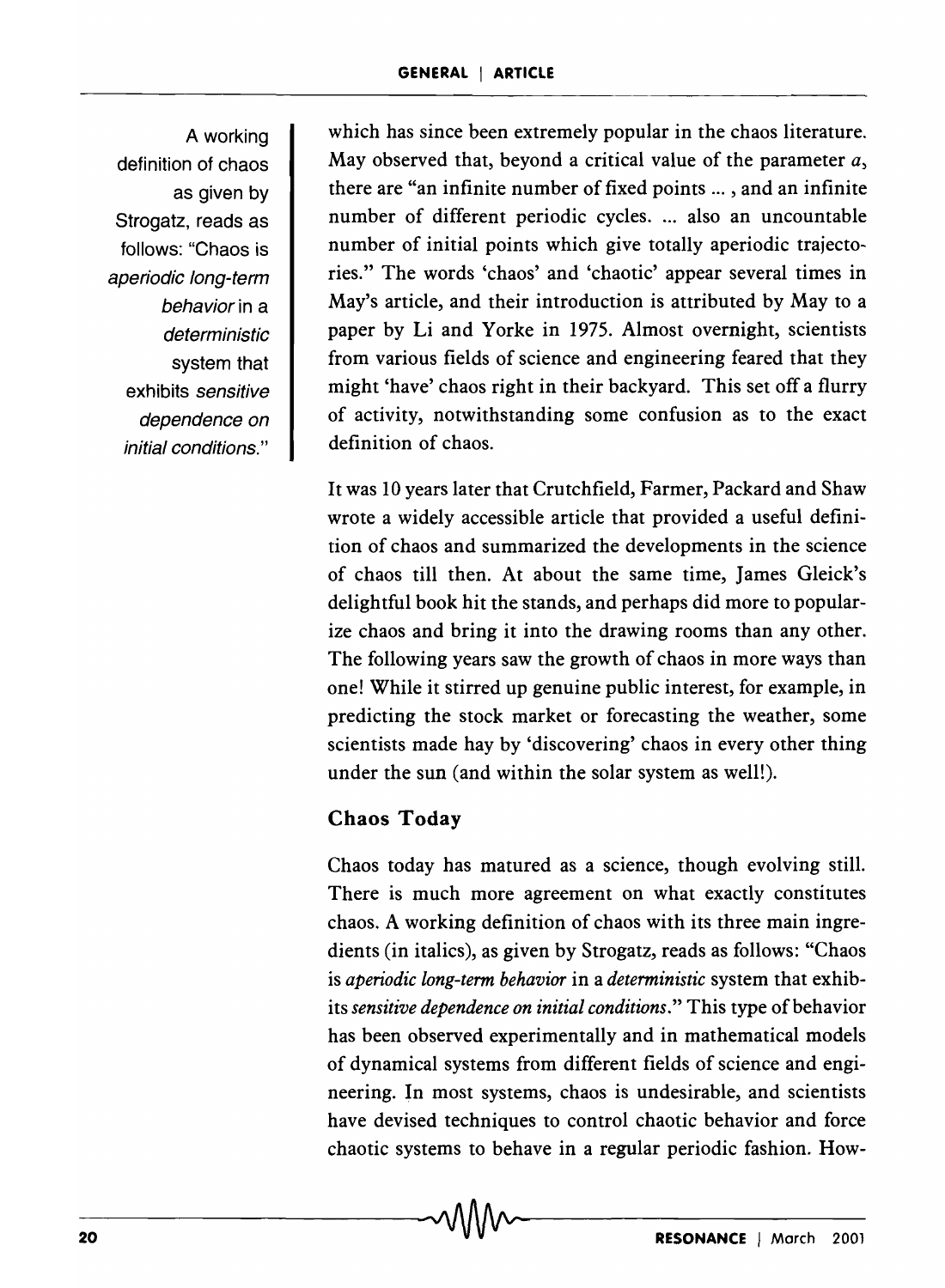A working definition of chaos as given by Strogatz, reads as follows: "Chaos is *aperiodic long-term behavior* in a *deterministic* system that exhibits *sensitive dependence on initial conditions*."

which has since been extremely popular in the chaos literature. May observed that, beyond a critical value of the parameter $a$, there are "an infinite number of fixed points ... , and an infinite number of different periodic cycles. ... also an uncountable number of initial points which give totally aperiodic trajectories." The words 'chaos' and 'chaotic' appear several times in May's article, and their introduction is attributed by May to a paper by Li and Yorke in 1975. Almost overnight, scientists from various fields of science and engineering feared that they might 'have' chaos right in their backyard. This set off a flurry of activity, notwithstanding some confusion as to the exact definition of chaos.

It was 10 years later that Crutchfield, Farmer, Packard and Shaw wrote a widely accessible article that provided a useful definition of chaos and summarized the developments in the science of chaos till then. At about the same time, James Gleick's delightful book hit the stands, and perhaps did more to popularize chaos and bring it into the drawing rooms than any other. The following years saw the growth of chaos in more ways than one! While it stirred up genuine public interest, for example, in predicting the stock market or forecasting the weather, some scientists made hay by 'discovering' chaos in every other thing under the sun (and within the solar system as well!).

## Chaos Today

Chaos today has matured as a science, though evolving still. There is much more agreement on what exactly constitutes chaos. A working definition of chaos with its three main ingredients (in italics), as given by Strogatz, reads as follows: "Chaos is *aperiodic long-term behavior* in a *deterministic* system that exhibits *sensitive dependence on initial conditions*." This type of behavior has been observed experimentally and in mathematical models of dynamical systems from different fields of science and engineering. In most systems, chaos is undesirable, and scientists have devised techniques to control chaotic behavior and force chaotic systems to behave in a regular periodic fashion. How-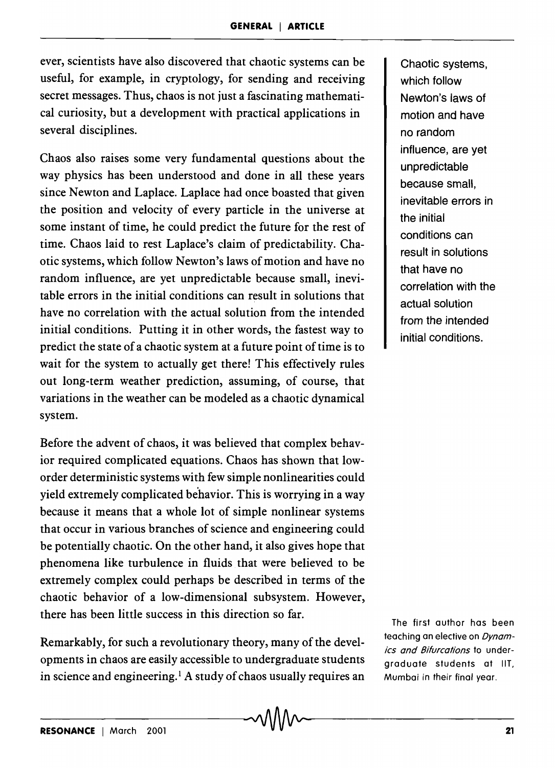ever, scientists have also discovered that chaotic systems can be useful, for example, in cryptology, for sending and receiving secret messages. Thus, chaos is not just a fascinating mathematical curiosity, but a development with practical applications in several disciplines.

Chaos also raises some very fundamental questions about the way physics has been understood and done in all these years since Newton and Laplace. Laplace had once boasted that given the position and velocity of every particle in the universe at some instant of time, he could predict the future for the rest of time. Chaos laid to rest Laplace's claim of predictability. Chaotic systems, which follow Newton's laws of motion and have no random influence, are yet unpredictable because small, inevitable errors in the initial conditions can result in solutions that have no correlation with the actual solution from the intended initial conditions. Putting it in other words, the fastest way to predict the state of a chaotic system at a future point of time is to wait for the system to actually get there! This effectively rules out long-term weather prediction, assuming, of course, that variations in the weather can be modeled as a chaotic dynamical system.

> Chaotic systems, which follow Newton's laws of motion and have no random influence, are yet unpredictable because small, inevitable errors in the initial conditions can result in solutions that have no correlation with the actual solution from the intended initial conditions.

Before the advent of chaos, it was believed that complex behavior required complicated equations. Chaos has shown that low-order deterministic systems with few simple nonlinearities could yield extremely complicated behavior. This is worrying in a way because it means that a whole lot of simple nonlinear systems that occur in various branches of science and engineering could be potentially chaotic. On the other hand, it also gives hope that phenomena like turbulence in fluids that were believed to be extremely complex could perhaps be described in terms of the chaotic behavior of a low-dimensional subsystem. However, there has been little success in this direction so far.

Remarkably, for such a revolutionary theory, many of the developments in chaos are easily accessible to undergraduate students in science and engineering.[1] A study of chaos usually requires an

[1] The first author has been teaching an elective on *Dynamics and Bifurcations* to undergraduate students at IIT, Mumbai in their final year.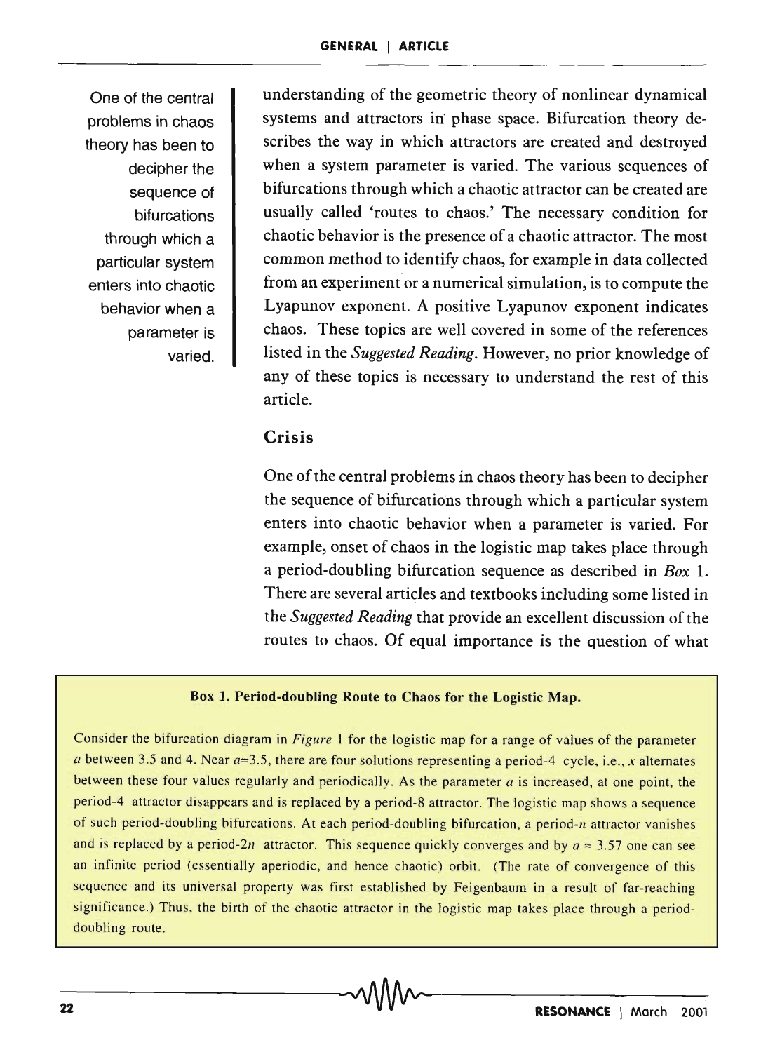understanding of the geometric theory of nonlinear dynamical systems and attractors in phase space. Bifurcation theory describes the way in which attractors are created and destroyed when a system parameter is varied. The various sequences of bifurcations through which a chaotic attractor can be created are usually called 'routes to chaos.' The necessary condition for chaotic behavior is the presence of a chaotic attractor. The most common method to identify chaos, for example in data collected from an experiment or a numerical simulation, is to compute the Lyapunov exponent. A positive Lyapunov exponent indicates chaos. These topics are well covered in some of the references listed in the *Suggested Reading*. However, no prior knowledge of any of these topics is necessary to understand the rest of this article.

> One of the central problems in chaos theory has been to decipher the sequence of bifurcations through which a particular system enters into chaotic behavior when a parameter is varied.

## Crisis

One of the central problems in chaos theory has been to decipher the sequence of bifurcations through which a particular system enters into chaotic behavior when a parameter is varied. For example, onset of chaos in the logistic map takes place through a period-doubling bifurcation sequence as described in *Box* 1. There are several articles and textbooks including some listed in the *Suggested Reading* that provide an excellent discussion of the routes to chaos. Of equal importance is the question of what

**Box 1. Period-doubling Route to Chaos for the Logistic Map.**

Consider the bifurcation diagram in *Figure* 1 for the logistic map for a range of values of the parameter $a$ between 3.5 and 4. Near $a$=3.5, there are four solutions representing a period-4 cycle, i.e., $x$ alternates between these four values regularly and periodically. As the parameter $a$ is increased, at one point, the period-4 attractor disappears and is replaced by a period-8 attractor. The logistic map shows a sequence of such period-doubling bifurcations. At each period-doubling bifurcation, a period-$n$ attractor vanishes and is replaced by a period-$2n$ attractor. This sequence quickly converges and by $a \approx 3.57$ one can see an infinite period (essentially aperiodic, and hence chaotic) orbit. (The rate of convergence of this sequence and its universal property was first established by Feigenbaum in a result of far-reaching significance.) Thus, the birth of the chaotic attractor in the logistic map takes place through a period-doubling route.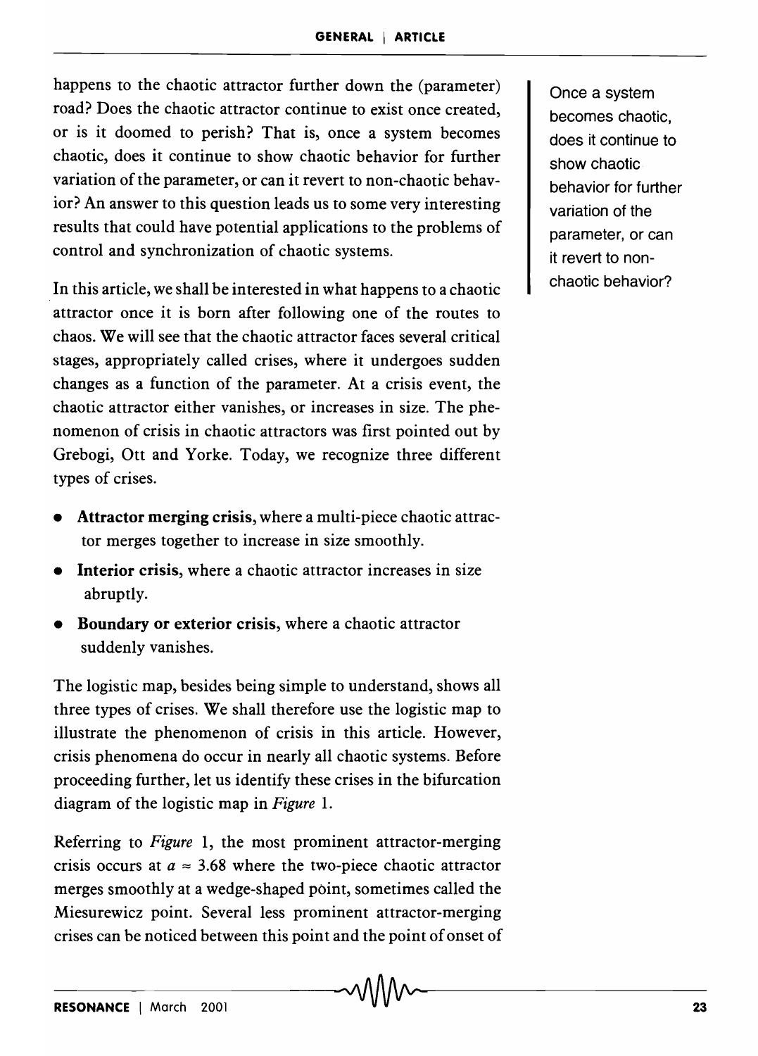happens to the chaotic attractor further down the (parameter) road? Does the chaotic attractor continue to exist once created, or is it doomed to perish? That is, once a system becomes chaotic, does it continue to show chaotic behavior for further variation of the parameter, or can it revert to non-chaotic behavior? An answer to this question leads us to some very interesting results that could have potential applications to the problems of control and synchronization of chaotic systems.

Once a system becomes chaotic, does it continue to show chaotic behavior for further variation of the parameter, or can it revert to non-chaotic behavior?

In this article, we shall be interested in what happens to a chaotic attractor once it is born after following one of the routes to chaos. We will see that the chaotic attractor faces several critical stages, appropriately called crises, where it undergoes sudden changes as a function of the parameter. At a crisis event, the chaotic attractor either vanishes, or increases in size. The phenomenon of crisis in chaotic attractors was first pointed out by Grebogi, Ott and Yorke. Today, we recognize three different types of crises.

- **Attractor merging crisis,** where a multi-piece chaotic attractor merges together to increase in size smoothly.
- **Interior crisis,** where a chaotic attractor increases in size abruptly.
- **Boundary or exterior crisis,** where a chaotic attractor suddenly vanishes.

The logistic map, besides being simple to understand, shows all three types of crises. We shall therefore use the logistic map to illustrate the phenomenon of crisis in this article. However, crisis phenomena do occur in nearly all chaotic systems. Before proceeding further, let us identify these crises in the bifurcation diagram of the logistic map in *Figure* 1.

Referring to *Figure* 1, the most prominent attractor-merging crisis occurs at $a \approx 3.68$ where the two-piece chaotic attractor merges smoothly at a wedge-shaped point, sometimes called the Miesurewicz point. Several less prominent attractor-merging crises can be noticed between this point and the point of onset of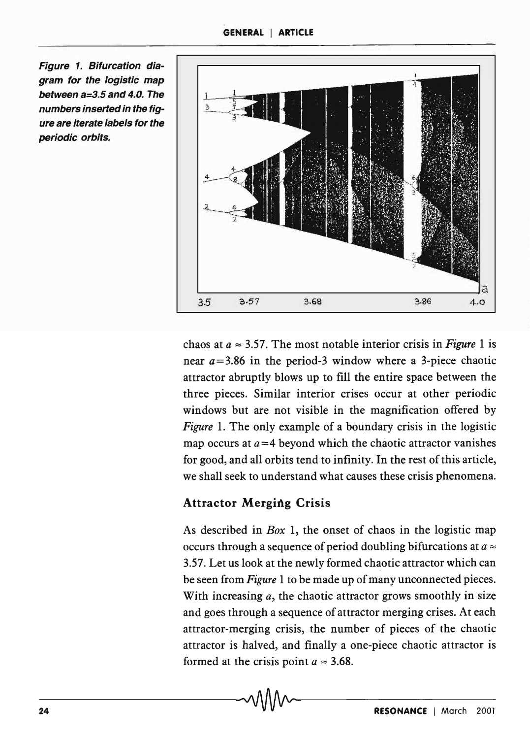Figure 1. Bifurcation diagram for the logistic map between a=3.5 and 4.0. The numbers inserted in the figure are iterate labels for the periodic orbits.

chaos at $a \approx 3.57$. The most notable interior crisis in *Figure* 1 is near $a=3.86$ in the period-3 window where a 3-piece chaotic attractor abruptly blows up to fill the entire space between the three pieces. Similar interior crises occur at other periodic windows but are not visible in the magnification offered by *Figure* 1. The only example of a boundary crisis in the logistic map occurs at $a=4$ beyond which the chaotic attractor vanishes for good, and all orbits tend to infinity. In the rest of this article, we shall seek to understand what causes these crisis phenomena.

## Attractor Merging Crisis

As described in *Box* 1, the onset of chaos in the logistic map occurs through a sequence of period doubling bifurcations at $a \approx 3.57$. Let us look at the newly formed chaotic attractor which can be seen from *Figure* 1 to be made up of many unconnected pieces. With increasing $a$, the chaotic attractor grows smoothly in size and goes through a sequence of attractor merging crises. At each attractor-merging crisis, the number of pieces of the chaotic attractor is halved, and finally a one-piece chaotic attractor is formed at the crisis point $a \approx 3.68$.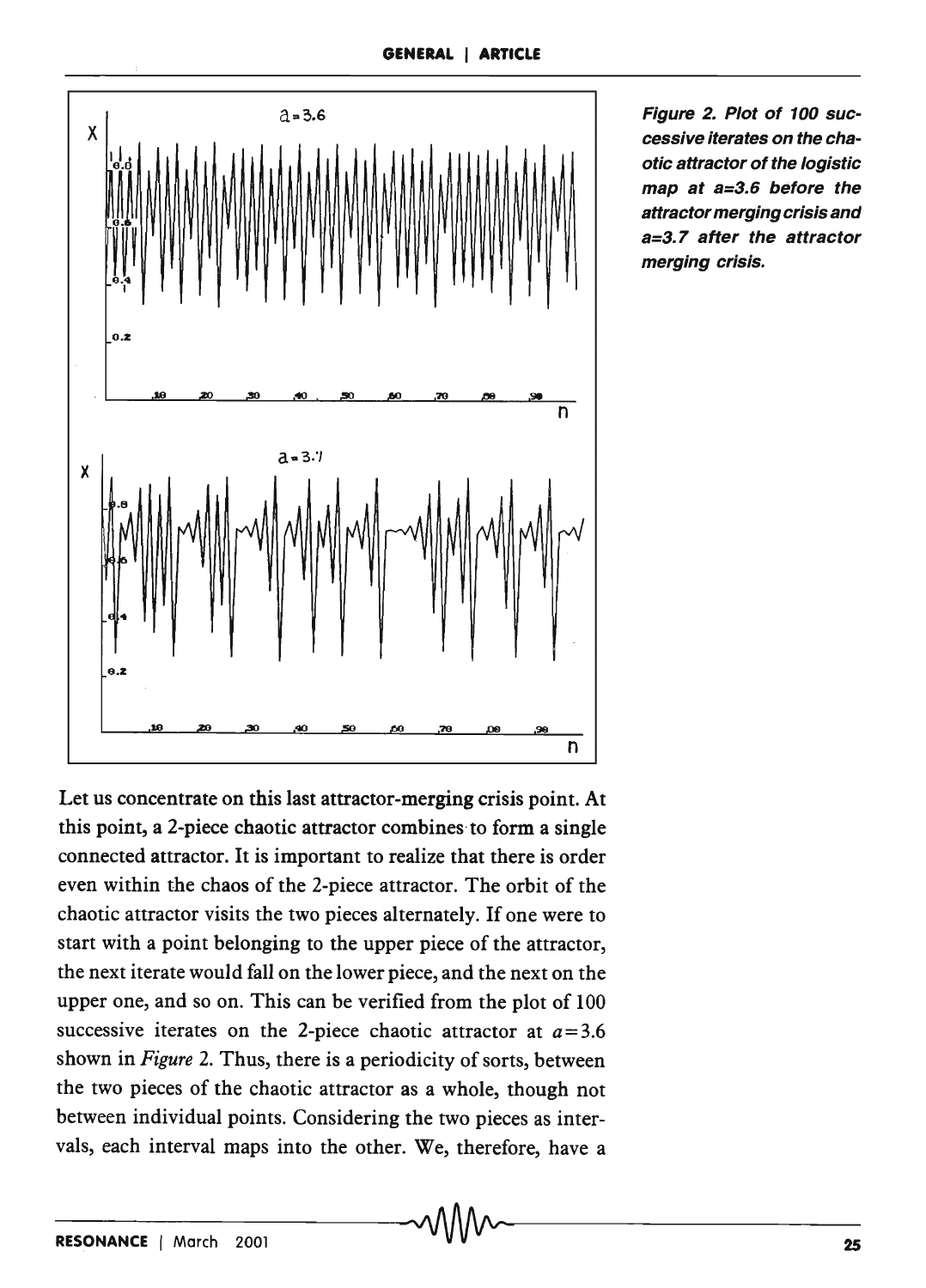Figure 2. Plot of 100 successive iterates on the chaotic attractor of the logistic map at a=3.6 before the attractor merging crisis and a=3.7 after the attractor merging crisis.

Let us concentrate on this last attractor-merging crisis point. At this point, a 2-piece chaotic attractor combines to form a single connected attractor. It is important to realize that there is order even within the chaos of the 2-piece attractor. The orbit of the chaotic attractor visits the two pieces alternately. If one were to start with a point belonging to the upper piece of the attractor, the next iterate would fall on the lower piece, and the next on the upper one, and so on. This can be verified from the plot of 100 successive iterates on the 2-piece chaotic attractor at $a=3.6$ shown in *Figure* 2. Thus, there is a periodicity of sorts, between the two pieces of the chaotic attractor as a whole, though not between individual points. Considering the two pieces as intervals, each interval maps into the other. We, therefore, have a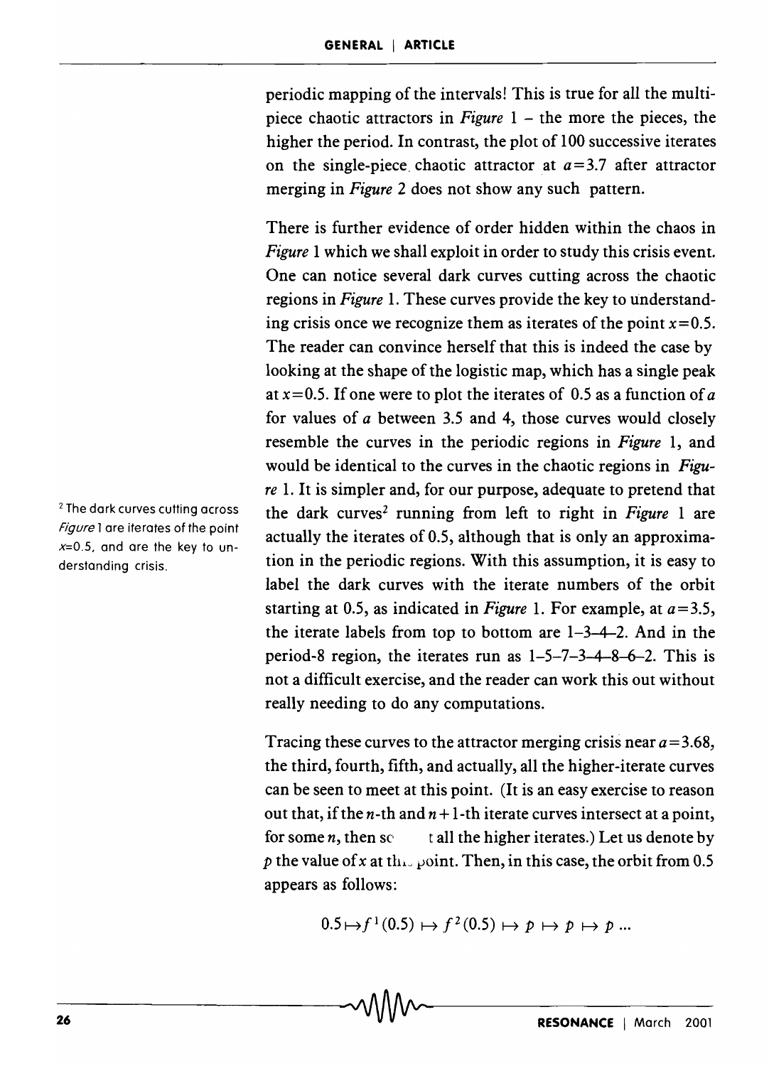periodic mapping of the intervals! This is true for all the multi-piece chaotic attractors in *Figure* 1 – the more the pieces, the higher the period. In contrast, the plot of 100 successive iterates on the single-piece chaotic attractor at $a=3.7$ after attractor merging in *Figure* 2 does not show any such pattern.

There is further evidence of order hidden within the chaos in *Figure* 1 which we shall exploit in order to study this crisis event. One can notice several dark curves cutting across the chaotic regions in *Figure* 1. These curves provide the key to understanding crisis once we recognize them as iterates of the point $x=0.5$. The reader can convince herself that this is indeed the case by looking at the shape of the logistic map, which has a single peak at $x=0.5$. If one were to plot the iterates of 0.5 as a function of $a$ for values of $a$ between 3.5 and 4, those curves would closely resemble the curves in the periodic regions in *Figure* 1, and would be identical to the curves in the chaotic regions in *Figure* 1. It is simpler and, for our purpose, adequate to pretend that the dark curves[2] running from left to right in *Figure* 1 are actually the iterates of 0.5, although that is only an approximation in the periodic regions. With this assumption, it is easy to label the dark curves with the iterate numbers of the orbit starting at 0.5, as indicated in *Figure* 1. For example, at $a=3.5$, the iterate labels from top to bottom are 1–3–4–2. And in the period-8 region, the iterates run as 1–5–7–3–4–8–6–2. This is not a difficult exercise, and the reader can work this out without really needing to do any computations.

[2] The dark curves cutting across *Figure* 1 are iterates of the point $x=0.5$, and are the key to understanding crisis.

Tracing these curves to the attractor merging crisis near $a=3.68$, the third, fourth, fifth, and actually, all the higher-iterate curves can be seen to meet at this point. (It is an easy exercise to reason out that, if the $n$-th and $n+1$-th iterate curves intersect at a point, for some $n$, then so t all the higher iterates.) Let us denote by $p$ the value of $x$ at this point. Then, in this case, the orbit from 0.5 appears as follows:

$$0.5 \mapsto f^1(0.5) \mapsto f^2(0.5) \mapsto p \mapsto p \mapsto p \ldots$$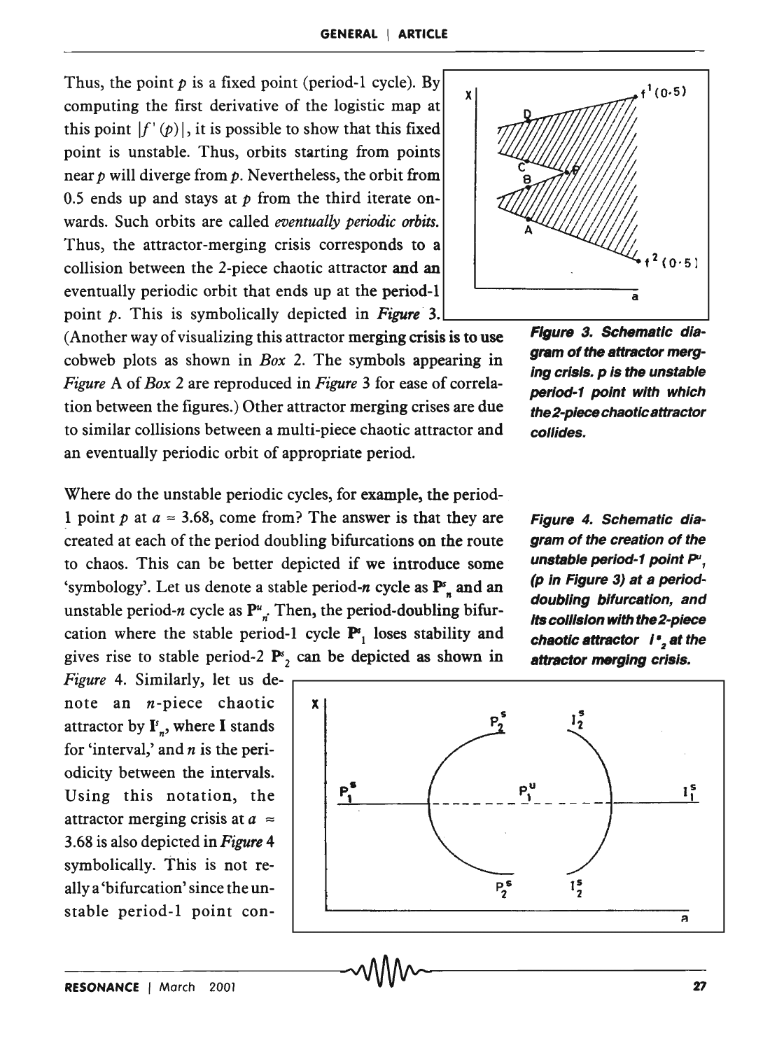Thus, the point $p$ is a fixed point (period-1 cycle). By computing the first derivative of the logistic map at this point $|f'(p)|$, it is possible to show that this fixed point is unstable. Thus, orbits starting from points near $p$ will diverge from $p$. Nevertheless, the orbit from 0.5 ends up and stays at $p$ from the third iterate onwards. Such orbits are called *eventually periodic orbits.* Thus, the attractor-merging crisis corresponds to a collision between the 2-piece chaotic attractor and an eventually periodic orbit that ends up at the period-1 point $p$. This is symbolically depicted in *Figure* 3. (Another way of visualizing this attractor merging crisis is to use cobweb plots as shown in *Box* 2. The symbols appearing in *Figure* A of *Box* 2 are reproduced in *Figure* 3 for ease of correlation between the figures.) Other attractor merging crises are due to similar collisions between a multi-piece chaotic attractor and an eventually periodic orbit of appropriate period.

**Figure 3. Schematic diagram of the attractor merging crisis. p is the unstable period-1 point with which the 2-piece chaotic attractor collides.**

Where do the unstable periodic cycles, for example, the period-1 point $p$ at $a \approx 3.68$, come from? The answer is that they are created at each of the period doubling bifurcations on the route to chaos. This can be better depicted if we introduce some 'symbology'. Let us denote a stable period-$n$ cycle as $\mathbf{P}^s_n$ and an unstable period-$n$ cycle as $\mathbf{P}^u_n$. Then, the period-doubling bifurcation where the stable period-1 cycle $\mathbf{P}^s_1$ loses stability and gives rise to stable period-2 $\mathbf{P}^s_2$ can be depicted as shown in *Figure* 4. Similarly, let us denote an $n$-piece chaotic attractor by $\mathbf{I}^s_n$, where **I** stands for 'interval,' and $n$ is the periodicity between the intervals. Using this notation, the attractor merging crisis at $a \approx 3.68$ is also depicted in *Figure* 4 symbolically. This is not really a 'bifurcation' since the unstable period-1 point con-

**Figure 4. Schematic diagram of the creation of the unstable period-1 point $P^u_1$ (p in Figure 3) at a period-doubling bifurcation, and its collision with the 2-piece chaotic attractor $I^s_2$ at the attractor merging crisis.**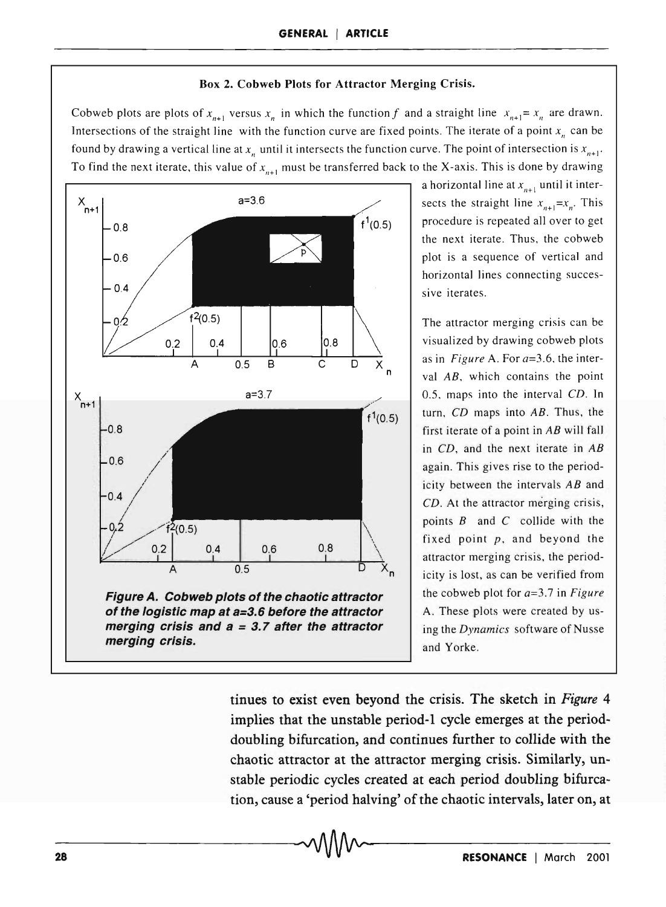### Box 2. Cobweb Plots for Attractor Merging Crisis.

Cobweb plots are plots of $x_{n+1}$ versus $x_n$ in which the function $f$ and a straight line $x_{n+1} = x_n$ are drawn. Intersections of the straight line with the function curve are fixed points. The iterate of a point $x_n$ can be found by drawing a vertical line at $x_n$ until it intersects the function curve. The point of intersection is $x_{n+1}$. To find the next iterate, this value of $x_{n+1}$ must be transferred back to the X-axis. This is done by drawing a horizontal line at $x_{n+1}$ until it intersects the straight line $x_{n+1}=x_n$. This procedure is repeated all over to get the next iterate. Thus, the cobweb plot is a sequence of vertical and horizontal lines connecting successive iterates.

The attractor merging crisis can be visualized by drawing cobweb plots as in *Figure* A. For $a$=3.6, the interval $AB$, which contains the point 0.5, maps into the interval $CD$. In turn, $CD$ maps into $AB$. Thus, the first iterate of a point in $AB$ will fall in $CD$, and the next iterate in $AB$ again. This gives rise to the periodicity between the intervals $AB$ and $CD$. At the attractor merging crisis, points $B$ and $C$ collide with the fixed point $p$, and beyond the attractor merging crisis, the periodicity is lost, as can be verified from the cobweb plot for $a$=3.7 in *Figure* A. These plots were created by using the *Dynamics* software of Nusse and Yorke.

***Figure A. Cobweb plots of the chaotic attractor of the logistic map at a=3.6 before the attractor merging crisis and a = 3.7 after the attractor merging crisis.***

tinues to exist even beyond the crisis. The sketch in *Figure* 4 implies that the unstable period-1 cycle emerges at the period-doubling bifurcation, and continues further to collide with the chaotic attractor at the attractor merging crisis. Similarly, unstable periodic cycles created at each period doubling bifurcation, cause a 'period halving' of the chaotic intervals, later on, at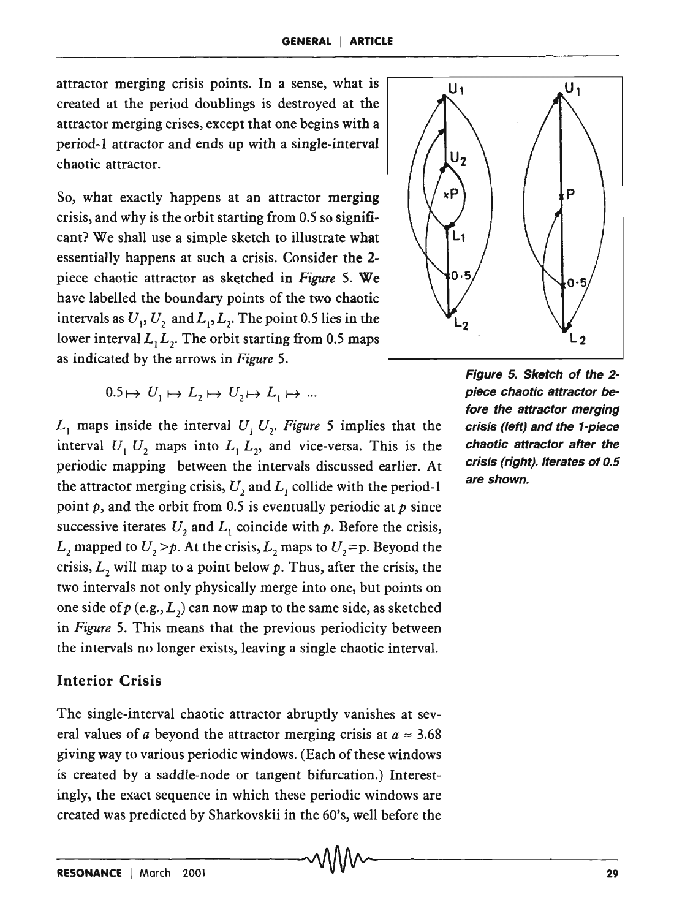attractor merging crisis points. In a sense, what is created at the period doublings is destroyed at the attractor merging crises, except that one begins with a period-1 attractor and ends up with a single-interval chaotic attractor.

So, what exactly happens at an attractor merging crisis, and why is the orbit starting from 0.5 so significant? We shall use a simple sketch to illustrate what essentially happens at such a crisis. Consider the 2-piece chaotic attractor as sketched in *Figure* 5. We have labelled the boundary points of the two chaotic intervals as $U_1$, $U_2$ and $L_1$, $L_2$. The point 0.5 lies in the lower interval $L_1 L_2$. The orbit starting from 0.5 maps as indicated by the arrows in *Figure* 5.

$$0.5 \mapsto U_1 \mapsto L_2 \mapsto U_2 \mapsto L_1 \mapsto \ldots$$

**Figure 5. Sketch of the 2-piece chaotic attractor before the attractor merging crisis (left) and the 1-piece chaotic attractor after the crisis (right). Iterates of 0.5 are shown.**

$L_1$ maps inside the interval $U_1 U_2$. *Figure* 5 implies that the interval $U_1 U_2$ maps into $L_1 L_2$, and vice-versa. This is the periodic mapping between the intervals discussed earlier. At the attractor merging crisis, $U_2$ and $L_1$ collide with the period-1 point $p$, and the orbit from 0.5 is eventually periodic at $p$ since successive iterates $U_2$ and $L_1$ coincide with $p$. Before the crisis, $L_2$ mapped to $U_2 > p$. At the crisis, $L_2$ maps to $U_2 = p$. Beyond the crisis, $L_2$ will map to a point below $p$. Thus, after the crisis, the two intervals not only physically merge into one, but points on one side of $p$ (e.g., $L_2$) can now map to the same side, as sketched in *Figure* 5. This means that the previous periodicity between the intervals no longer exists, leaving a single chaotic interval.

## Interior Crisis

The single-interval chaotic attractor abruptly vanishes at several values of $a$ beyond the attractor merging crisis at $a \approx 3.68$ giving way to various periodic windows. (Each of these windows is created by a saddle-node or tangent bifurcation.) Interestingly, the exact sequence in which these periodic windows are created was predicted by Sharkovskii in the 60's, well before the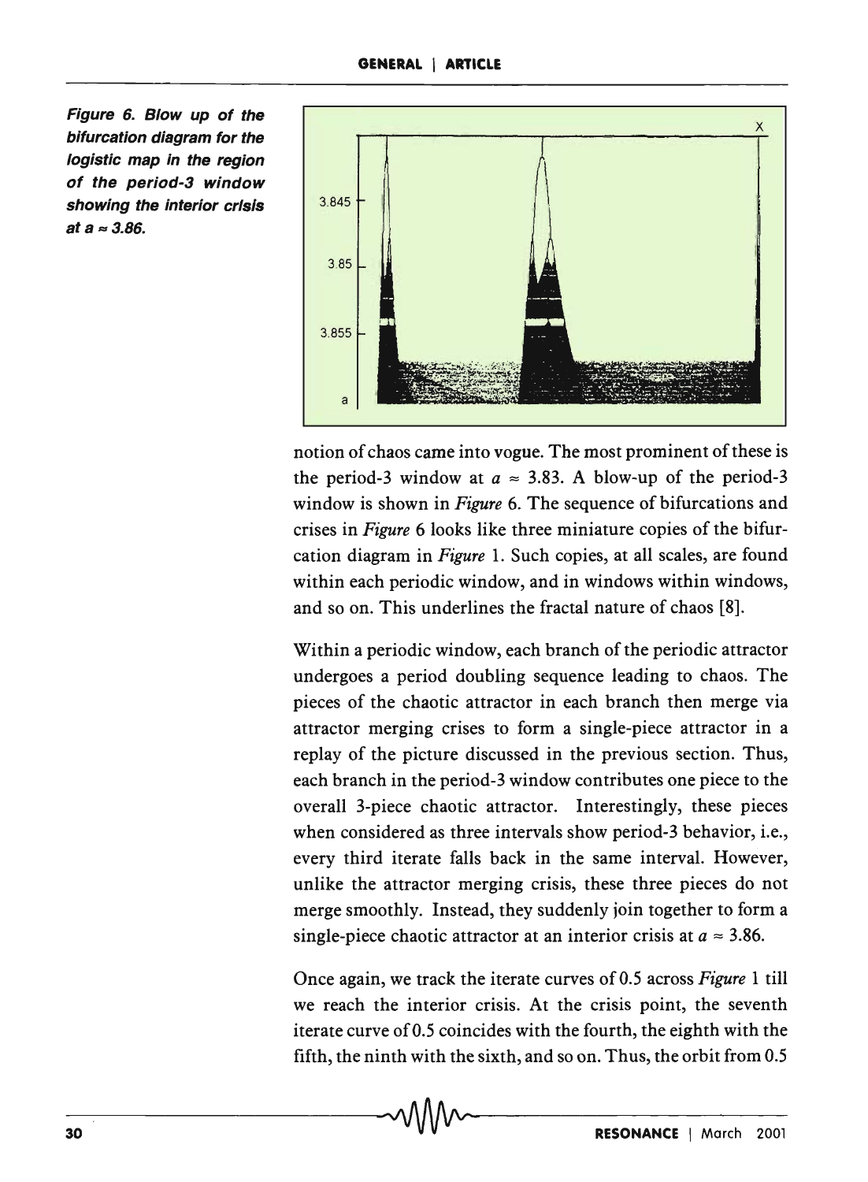*Figure 6. Blow up of the bifurcation diagram for the logistic map in the region of the period-3 window showing the interior crisis at $a \approx 3.86$.*

notion of chaos came into vogue. The most prominent of these is the period-3 window at $a \approx 3.83$. A blow-up of the period-3 window is shown in *Figure* 6. The sequence of bifurcations and crises in *Figure* 6 looks like three miniature copies of the bifurcation diagram in *Figure* 1. Such copies, at all scales, are found within each periodic window, and in windows within windows, and so on. This underlines the fractal nature of chaos [8].

Within a periodic window, each branch of the periodic attractor undergoes a period doubling sequence leading to chaos. The pieces of the chaotic attractor in each branch then merge via attractor merging crises to form a single-piece attractor in a replay of the picture discussed in the previous section. Thus, each branch in the period-3 window contributes one piece to the overall 3-piece chaotic attractor. Interestingly, these pieces when considered as three intervals show period-3 behavior, i.e., every third iterate falls back in the same interval. However, unlike the attractor merging crisis, these three pieces do not merge smoothly. Instead, they suddenly join together to form a single-piece chaotic attractor at an interior crisis at $a \approx 3.86$.

Once again, we track the iterate curves of 0.5 across *Figure* 1 till we reach the interior crisis. At the crisis point, the seventh iterate curve of 0.5 coincides with the fourth, the eighth with the fifth, the ninth with the sixth, and so on. Thus, the orbit from 0.5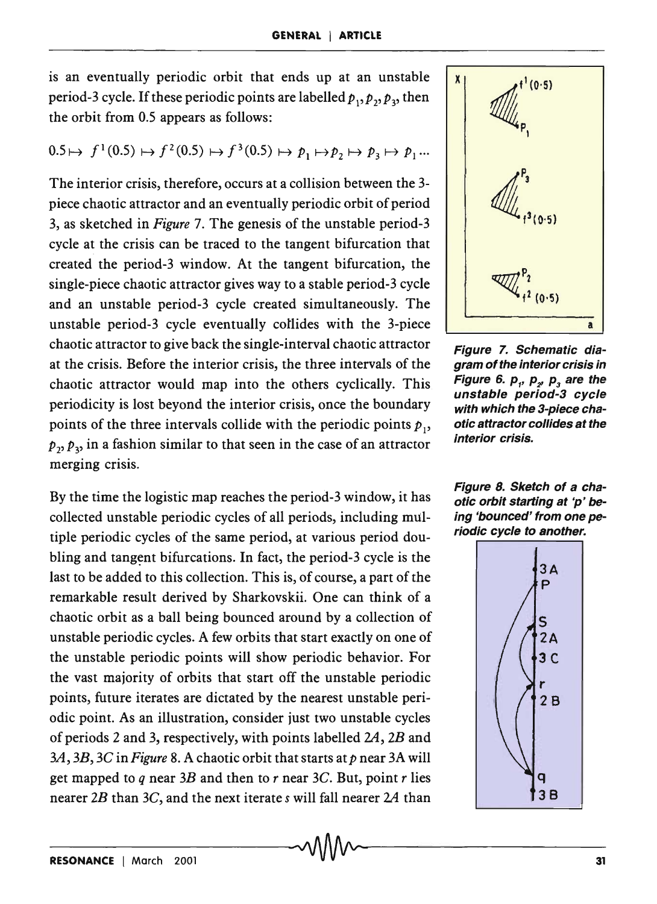is an eventually periodic orbit that ends up at an unstable period-3 cycle. If these periodic points are labelled $p_1, p_2, p_3$, then the orbit from 0.5 appears as follows:

$$0.5 \mapsto f^1(0.5) \mapsto f^2(0.5) \mapsto f^3(0.5) \mapsto p_1 \mapsto p_2 \mapsto p_3 \mapsto p_1 \cdots$$

The interior crisis, therefore, occurs at a collision between the 3-piece chaotic attractor and an eventually periodic orbit of period 3, as sketched in *Figure* 7. The genesis of the unstable period-3 cycle at the crisis can be traced to the tangent bifurcation that created the period-3 window. At the tangent bifurcation, the single-piece chaotic attractor gives way to a stable period-3 cycle and an unstable period-3 cycle created simultaneously. The unstable period-3 cycle eventually collides with the 3-piece chaotic attractor to give back the single-interval chaotic attractor at the crisis. Before the interior crisis, the three intervals of the chaotic attractor would map into the others cyclically. This periodicity is lost beyond the interior crisis, once the boundary points of the three intervals collide with the periodic points $p_1$, $p_2, p_3$, in a fashion similar to that seen in the case of an attractor merging crisis.

**Figure 7. Schematic diagram of the interior crisis in Figure 6. $p_1$, $p_2$, $p_3$ are the unstable period-3 cycle with which the 3-piece chaotic attractor collides at the interior crisis.**

By the time the logistic map reaches the period-3 window, it has collected unstable periodic cycles of all periods, including multiple periodic cycles of the same period, at various period doubling and tangent bifurcations. In fact, the period-3 cycle is the last to be added to this collection. This is, of course, a part of the remarkable result derived by Sharkovskii. One can think of a chaotic orbit as a ball being bounced around by a collection of unstable periodic cycles. A few orbits that start exactly on one of the unstable periodic points will show periodic behavior. For the vast majority of orbits that start off the unstable periodic points, future iterates are dictated by the nearest unstable periodic point. As an illustration, consider just two unstable cycles of periods 2 and 3, respectively, with points labelled *2A*, *2B* and *3A*, *3B*, *3C* in *Figure* 8. A chaotic orbit that starts at $p$ near 3A will get mapped to $q$ near *3B* and then to $r$ near *3C*. But, point $r$ lies nearer *2B* than *3C*, and the next iterate $s$ will fall nearer *2A* than

**Figure 8. Sketch of a chaotic orbit starting at 'p' being 'bounced' from one periodic cycle to another.**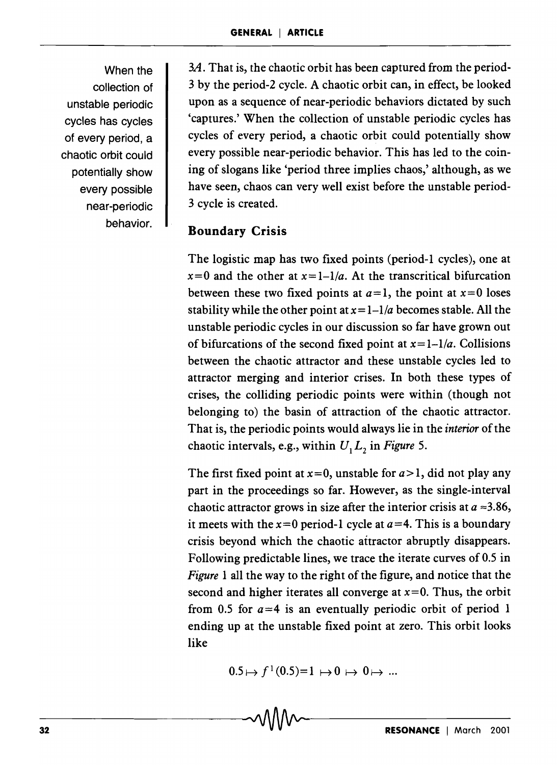When the collection of unstable periodic cycles has cycles of every period, a chaotic orbit could potentially show every possible near-periodic behavior.

$3A$. That is, the chaotic orbit has been captured from the period-3 by the period-2 cycle. A chaotic orbit can, in effect, be looked upon as a sequence of near-periodic behaviors dictated by such 'captures.' When the collection of unstable periodic cycles has cycles of every period, a chaotic orbit could potentially show every possible near-periodic behavior. This has led to the coining of slogans like 'period three implies chaos,' although, as we have seen, chaos can very well exist before the unstable period-3 cycle is created.

## Boundary Crisis

The logistic map has two fixed points (period-1 cycles), one at $x=0$ and the other at $x=1-1/a$. At the transcritical bifurcation between these two fixed points at $a=1$, the point at $x=0$ loses stability while the other point at $x=1-1/a$ becomes stable. All the unstable periodic cycles in our discussion so far have grown out of bifurcations of the second fixed point at $x=1-1/a$. Collisions between the chaotic attractor and these unstable cycles led to attractor merging and interior crises. In both these types of crises, the colliding periodic points were within (though not belonging to) the basin of attraction of the chaotic attractor. That is, the periodic points would always lie in the *interior* of the chaotic intervals, e.g., within $U_1 L_2$ in *Figure* 5.

The first fixed point at $x=0$, unstable for $a>1$, did not play any part in the proceedings so far. However, as the single-interval chaotic attractor grows in size after the interior crisis at $a \approx 3.86$, it meets with the $x=0$ period-1 cycle at $a=4$. This is a boundary crisis beyond which the chaotic attractor abruptly disappears. Following predictable lines, we trace the iterate curves of 0.5 in *Figure* 1 all the way to the right of the figure, and notice that the second and higher iterates all converge at $x=0$. Thus, the orbit from 0.5 for $a=4$ is an eventually periodic orbit of period 1 ending up at the unstable fixed point at zero. This orbit looks like

$$0.5 \mapsto f^1(0.5)=1 \mapsto 0 \mapsto 0 \mapsto \ldots$$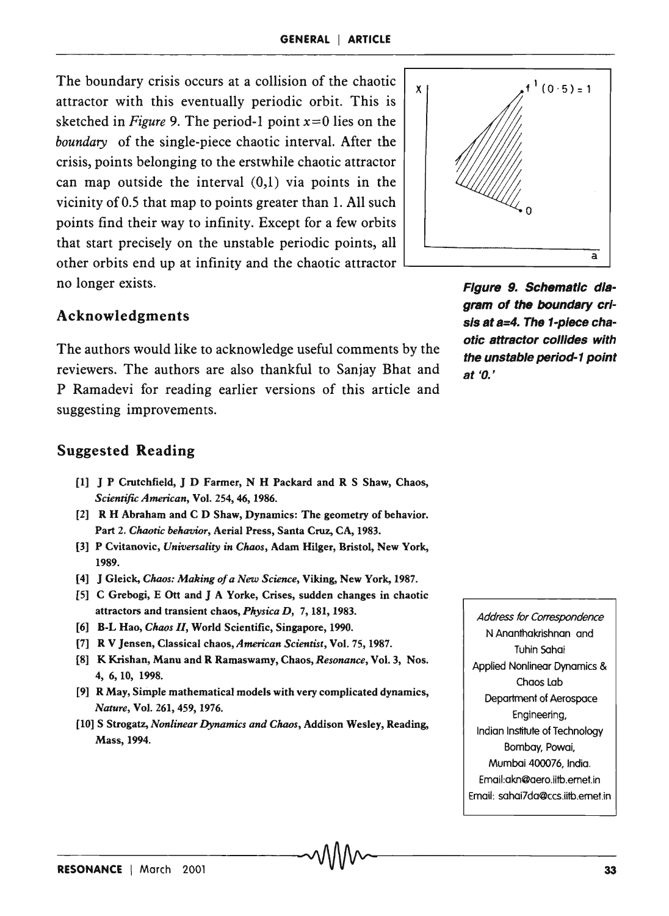The boundary crisis occurs at a collision of the chaotic attractor with this eventually periodic orbit. This is sketched in *Figure* 9. The period-1 point $x=0$ lies on the *boundary* of the single-piece chaotic interval. After the crisis, points belonging to the erstwhile chaotic attractor can map outside the interval (0,1) via points in the vicinity of 0.5 that map to points greater than 1. All such points find their way to infinity. Except for a few orbits that start precisely on the unstable periodic points, all other orbits end up at infinity and the chaotic attractor no longer exists.

X

$f^1(0.5) = 1$

0

a

**Figure 9. Schematic diagram of the boundary crisis at a=4. The 1-piece chaotic attractor collides with the unstable period-1 point at '0.'**

## Acknowledgments

The authors would like to acknowledge useful comments by the reviewers. The authors are also thankful to Sanjay Bhat and P Ramadevi for reading earlier versions of this article and suggesting improvements.

## Suggested Reading

[1] J P Crutchfield, J D Farmer, N H Packard and R S Shaw, Chaos, *Scientific American*, Vol. 254, 46, 1986.

[2] R H Abraham and C D Shaw, Dynamics: The geometry of behavior. Part 2. *Chaotic behavior*, Aerial Press, Santa Cruz, CA, 1983.

[3] P Cvitanovic, *Universality in Chaos*, Adam Hilger, Bristol, New York, 1989.

[4] J Gleick, *Chaos: Making of a New Science*, Viking, New York, 1987.

[5] C Grebogi, E Ott and J A Yorke, Crises, sudden changes in chaotic attractors and transient chaos, *Physica D*, 7, 181, 1983.

[6] B-L Hao, *Chaos II*, World Scientific, Singapore, 1990.

[7] R V Jensen, Classical chaos, *American Scientist*, Vol. 75, 1987.

[8] K Krishan, Manu and R Ramaswamy, Chaos, *Resonance*, Vol. 3, Nos. 4, 6, 10, 1998.

[9] R May, Simple mathematical models with very complicated dynamics, *Nature*, Vol. 261, 459, 1976.

[10] S Strogatz, *Nonlinear Dynamics and Chaos*, Addison Wesley, Reading, Mass, 1994.

*Address for Correspondence*
N Ananthakrishnan and Tuhin Sahai
Applied Nonlinear Dynamics & Chaos Lab
Department of Aerospace Engineering,
Indian Institute of Technology Bombay, Powai,
Mumbai 400076, India.
Email:akn@aero.iitb.ernet.in
Email: sahai7da@ccs.iitb.ernet.in